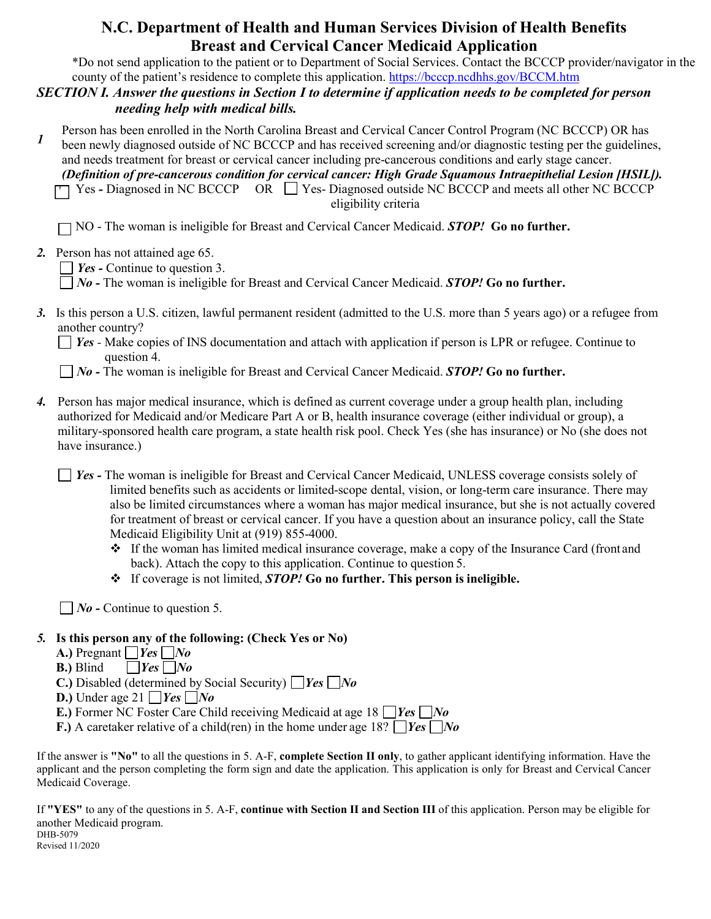# N.C. Department of Health and Human Services Division of Health Benefits Breast and Cervical Cancer Medicaid Application

*Do not send application to the patient or to Department of Social Services. Contact the BCCCP provider/navigator in the county of the patient's residence to complete this application. https://bcccp.ncdhhs.gov/BCCM.htm

***SECTION I. Answer the questions in Section I to determine if application needs to be completed for person needing help with medical bills.***

**1** Person has been enrolled in the North Carolina Breast and Cervical Cancer Control Program (NC BCCCP) OR has been newly diagnosed outside of NC BCCCP and has received screening and/or diagnostic testing per the guidelines, and needs treatment for breast or cervical cancer including pre-cancerous conditions and early stage cancer.
***(Definition of pre-cancerous condition for cervical cancer: High Grade Squamous Intraepithelial Lesion [HSIL]).***

☐ Yes - Diagnosed in NC BCCCP OR ☐ Yes- Diagnosed outside NC BCCCP and meets all other NC BCCCP eligibility criteria

☐ NO - The woman is ineligible for Breast and Cervical Cancer Medicaid. ***STOP!*** **Go no further.**

**2.** Person has not attained age 65.

☐ ***Yes -*** Continue to question 3.
☐ ***No -*** The woman is ineligible for Breast and Cervical Cancer Medicaid. ***STOP!*** **Go no further.**

**3.** Is this person a U.S. citizen, lawful permanent resident (admitted to the U.S. more than 5 years ago) or a refugee from another country?

☐ ***Yes*** - Make copies of INS documentation and attach with application if person is LPR or refugee. Continue to question 4.
☐ ***No -*** The woman is ineligible for Breast and Cervical Cancer Medicaid. ***STOP!*** **Go no further.**

**4.** Person has major medical insurance, which is defined as current coverage under a group health plan, including authorized for Medicaid and/or Medicare Part A or B, health insurance coverage (either individual or group), a military-sponsored health care program, a state health risk pool. Check Yes (she has insurance) or No (she does not have insurance.)

☐ ***Yes -*** The woman is ineligible for Breast and Cervical Cancer Medicaid, UNLESS coverage consists solely of limited benefits such as accidents or limited-scope dental, vision, or long-term care insurance. There may also be limited circumstances where a woman has major medical insurance, but she is not actually covered for treatment of breast or cervical cancer. If you have a question about an insurance policy, call the State Medicaid Eligibility Unit at (919) 855-4000.

- ❖ If the woman has limited medical insurance coverage, make a copy of the Insurance Card (front and back). Attach the copy to this application. Continue to question 5.
- ❖ If coverage is not limited, ***STOP!*** **Go no further. This person is ineligible.**

☐ ***No -*** Continue to question 5.

**5. Is this person any of the following: (Check Yes or No)**

**A.)** Pregnant ☐ ***Yes*** ☐ ***No***
**B.)** Blind ☐ ***Yes*** ☐ ***No***
**C.)** Disabled (determined by Social Security) ☐ ***Yes*** ☐ ***No***
**D.)** Under age 21 ☐ ***Yes*** ☐ ***No***
**E.)** Former NC Foster Care Child receiving Medicaid at age 18 ☐ ***Yes*** ☐ ***No***
**F.)** A caretaker relative of a child(ren) in the home under age 18? ☐ ***Yes*** ☐ ***No***

If the answer is **"No"** to all the questions in 5. A-F, **complete Section II only**, to gather applicant identifying information. Have the applicant and the person completing the form sign and date the application. This application is only for Breast and Cervical Cancer Medicaid Coverage.

If **"YES"** to any of the questions in 5. A-F, **continue with Section II and Section III** of this application. Person may be eligible for another Medicaid program.

DHB-5079
Revised 11/2020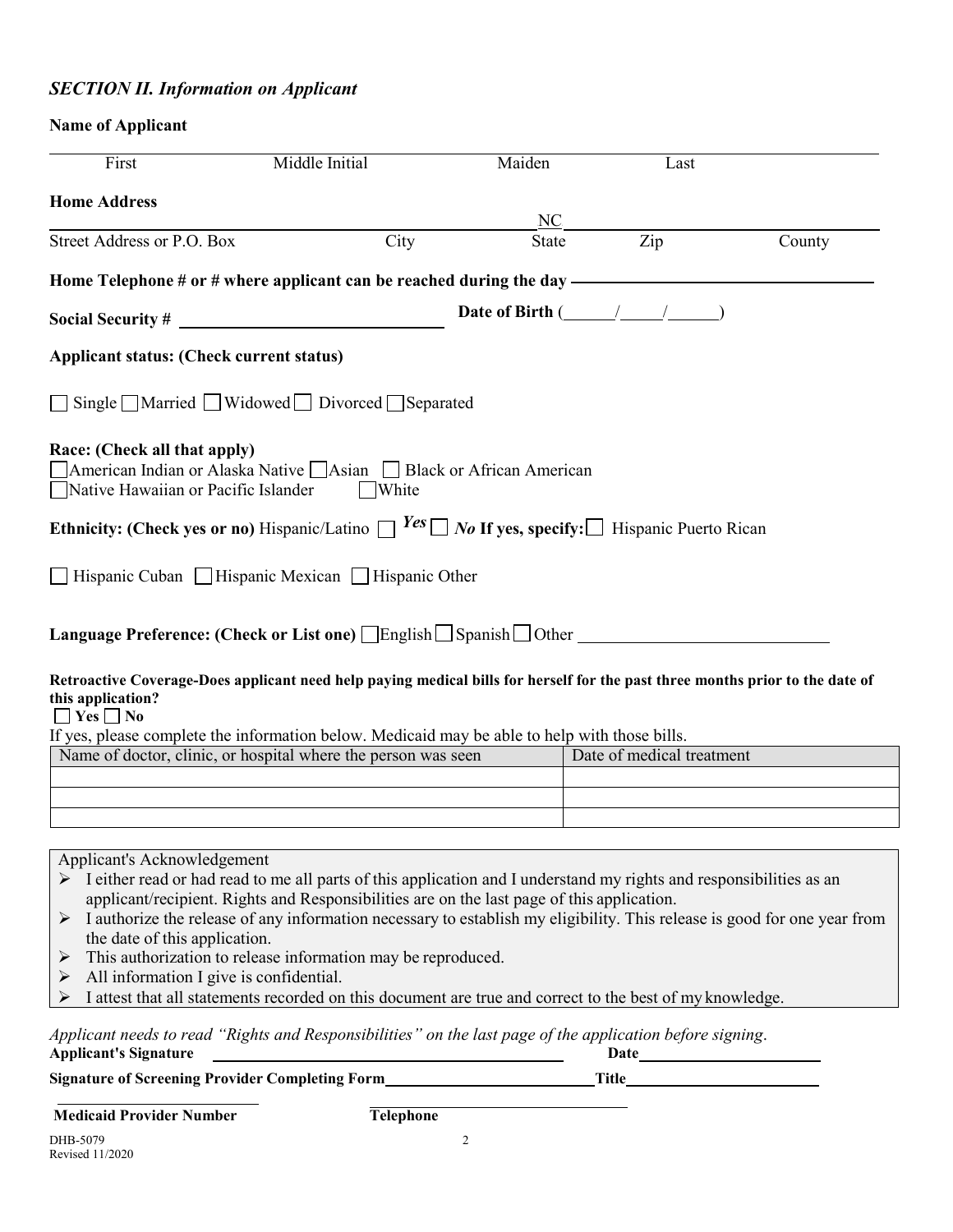## *SECTION II. Information on Applicant*

**Name of Applicant**

| First | Middle Initial | Maiden | Last |
|---|---|---|---|
| | | | |

**Home Address**

| Street Address or P.O. Box | City | State | Zip | County |
|---|---|---|---|---|
| | | NC | | |

**Home Telephone # or # where applicant can be reached during the day** ____________________

**Social Security #** ____________________ **Date of Birth** (_____/_____/_____)

**Applicant status: (Check current status)**

☐ Single ☐ Married ☐ Widowed ☐ Divorced ☐ Separated

**Race: (Check all that apply)**
☐ American Indian or Alaska Native ☐ Asian ☐ Black or African American
☐ Native Hawaiian or Pacific Islander ☐ White

**Ethnicity: (Check yes or no)** Hispanic/Latino ☐ *Yes* ☐ *No* **If yes, specify:** ☐ Hispanic Puerto Rican

☐ Hispanic Cuban ☐ Hispanic Mexican ☐ Hispanic Other

**Language Preference: (Check or List one)** ☐ English ☐ Spanish ☐ Other ____________________

**Retroactive Coverage-Does applicant need help paying medical bills for herself for the past three months prior to the date of this application?**
☐ **Yes** ☐ **No**

If yes, please complete the information below. Medicaid may be able to help with those bills.

| Name of doctor, clinic, or hospital where the person was seen | Date of medical treatment |
|---|---|
| | |
| | |
| | |

Applicant's Acknowledgement

- I either read or had read to me all parts of this application and I understand my rights and responsibilities as an applicant/recipient. Rights and Responsibilities are on the last page of this application.
- I authorize the release of any information necessary to establish my eligibility. This release is good for one year from the date of this application.
- This authorization to release information may be reproduced.
- All information I give is confidential.
- I attest that all statements recorded on this document are true and correct to the best of my knowledge.

*Applicant needs to read "Rights and Responsibilities" on the last page of the application before signing.*

**Applicant's Signature** ____________________ **Date** ____________________

**Signature of Screening Provider Completing Form** ____________________ **Title** ____________________

____________________ ____________________
**Medicaid Provider Number** **Telephone**

DHB-5079
Revised 11/2020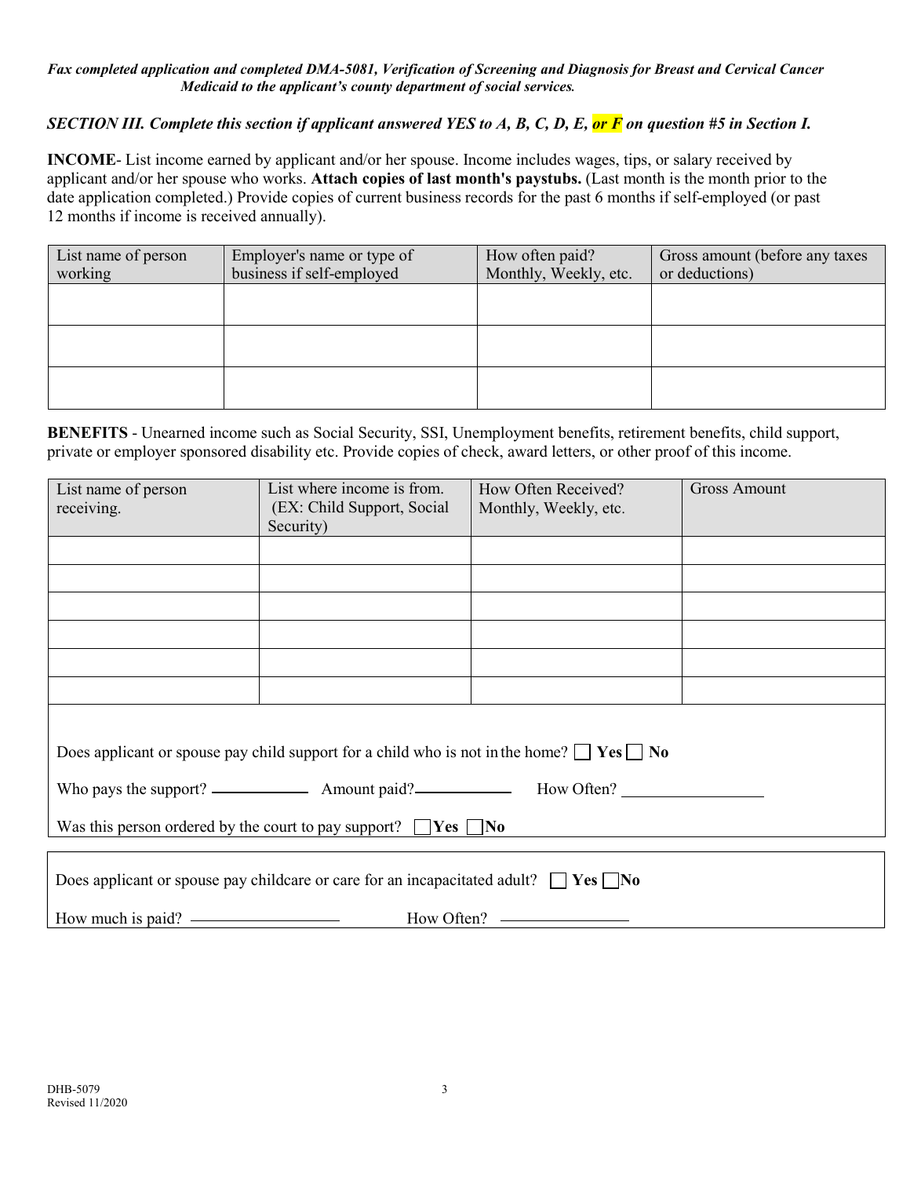***Fax completed application and completed DMA-5081, Verification of Screening and Diagnosis for Breast and Cervical Cancer Medicaid to the applicant's county department of social services.***

***SECTION III. Complete this section if applicant answered YES to A, B, C, D, E, or F on question #5 in Section I.***

**INCOME**- List income earned by applicant and/or her spouse. Income includes wages, tips, or salary received by applicant and/or her spouse who works. **Attach copies of last month's paystubs.** (Last month is the month prior to the date application completed.) Provide copies of current business records for the past 6 months if self-employed (or past 12 months if income is received annually).

| List name of person working | Employer's name or type of business if self-employed | How often paid? Monthly, Weekly, etc. | Gross amount (before any taxes or deductions) |
|---|---|---|---|
| | | | |
| | | | |
| | | | |

**BENEFITS** - Unearned income such as Social Security, SSI, Unemployment benefits, retirement benefits, child support, private or employer sponsored disability etc. Provide copies of check, award letters, or other proof of this income.

| List name of person receiving. | List where income is from. (EX: Child Support, Social Security) | How Often Received? Monthly, Weekly, etc. | Gross Amount |
|---|---|---|---|
| | | | |
| | | | |
| | | | |
| | | | |
| | | | |
| | | | |

Does applicant or spouse pay child support for a child who is not in the home? ☐ **Yes** ☐ **No**

Who pays the support? ____________ Amount paid?____________ How Often? ____________

Was this person ordered by the court to pay support? ☐ **Yes** ☐ **No**

Does applicant or spouse pay childcare or care for an incapacitated adult? ☐ **Yes** ☐ **No**

How much is paid? ____________ How Often? ____________

DHB-5079
Revised 11/2020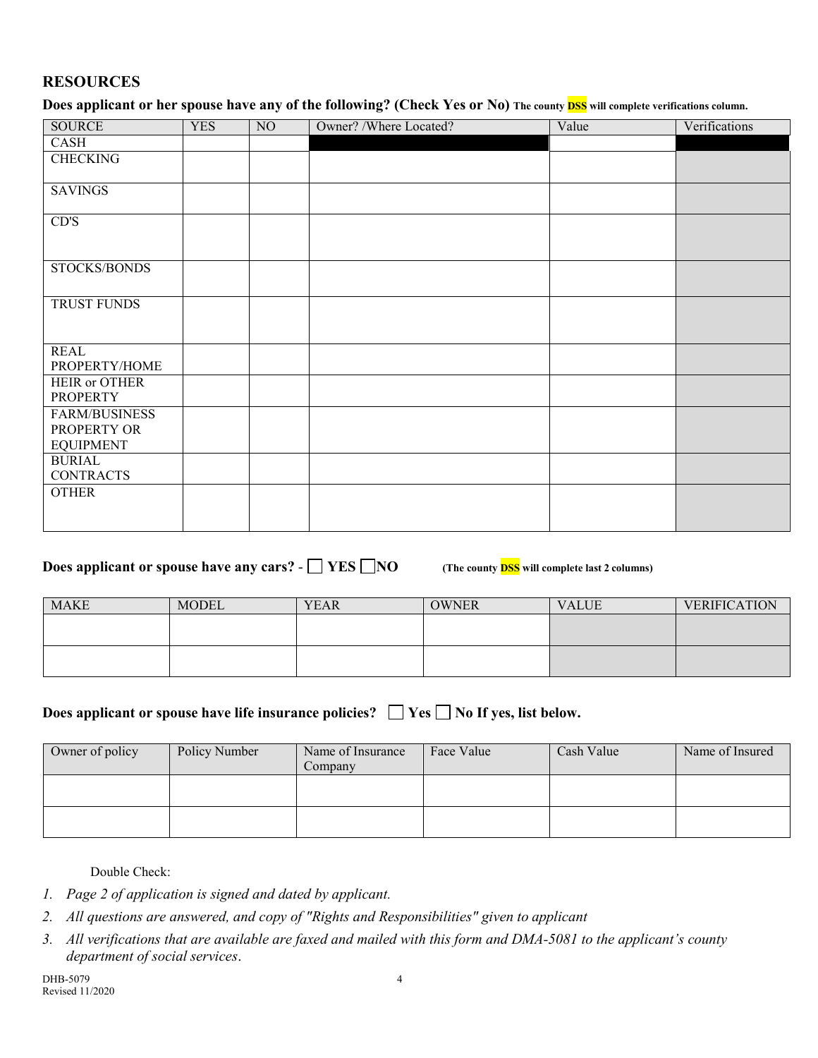## RESOURCES

**Does applicant or her spouse have any of the following? (Check Yes or No)** **The county DSS will complete verifications column.**

| SOURCE | YES | NO | Owner? /Where Located? | Value | Verifications |
|---|---|---|---|---|---|
| CASH | | | | | |
| CHECKING | | | | | |
| SAVINGS | | | | | |
| CD'S | | | | | |
| STOCKS/BONDS | | | | | |
| TRUST FUNDS | | | | | |
| REAL PROPERTY/HOME | | | | | |
| HEIR or OTHER PROPERTY | | | | | |
| FARM/BUSINESS PROPERTY OR EQUIPMENT | | | | | |
| BURIAL CONTRACTS | | | | | |
| OTHER | | | | | |

**Does applicant or spouse have any cars?** - ☐ **YES** ☐ **NO** **(The county DSS will complete last 2 columns)**

| MAKE | MODEL | YEAR | OWNER | VALUE | VERIFICATION |
|---|---|---|---|---|---|
| | | | | | |
| | | | | | |

**Does applicant or spouse have life insurance policies?** ☐ **Yes** ☐ **No If yes, list below.**

| Owner of policy | Policy Number | Name of Insurance Company | Face Value | Cash Value | Name of Insured |
|---|---|---|---|---|---|
| | | | | | |
| | | | | | |

Double Check:

1. *Page 2 of application is signed and dated by applicant.*
2. *All questions are answered, and copy of "Rights and Responsibilities" given to applicant*
3. *All verifications that are available are faxed and mailed with this form and DMA-5081 to the applicant's county department of social services*.

DHB-5079
Revised 11/2020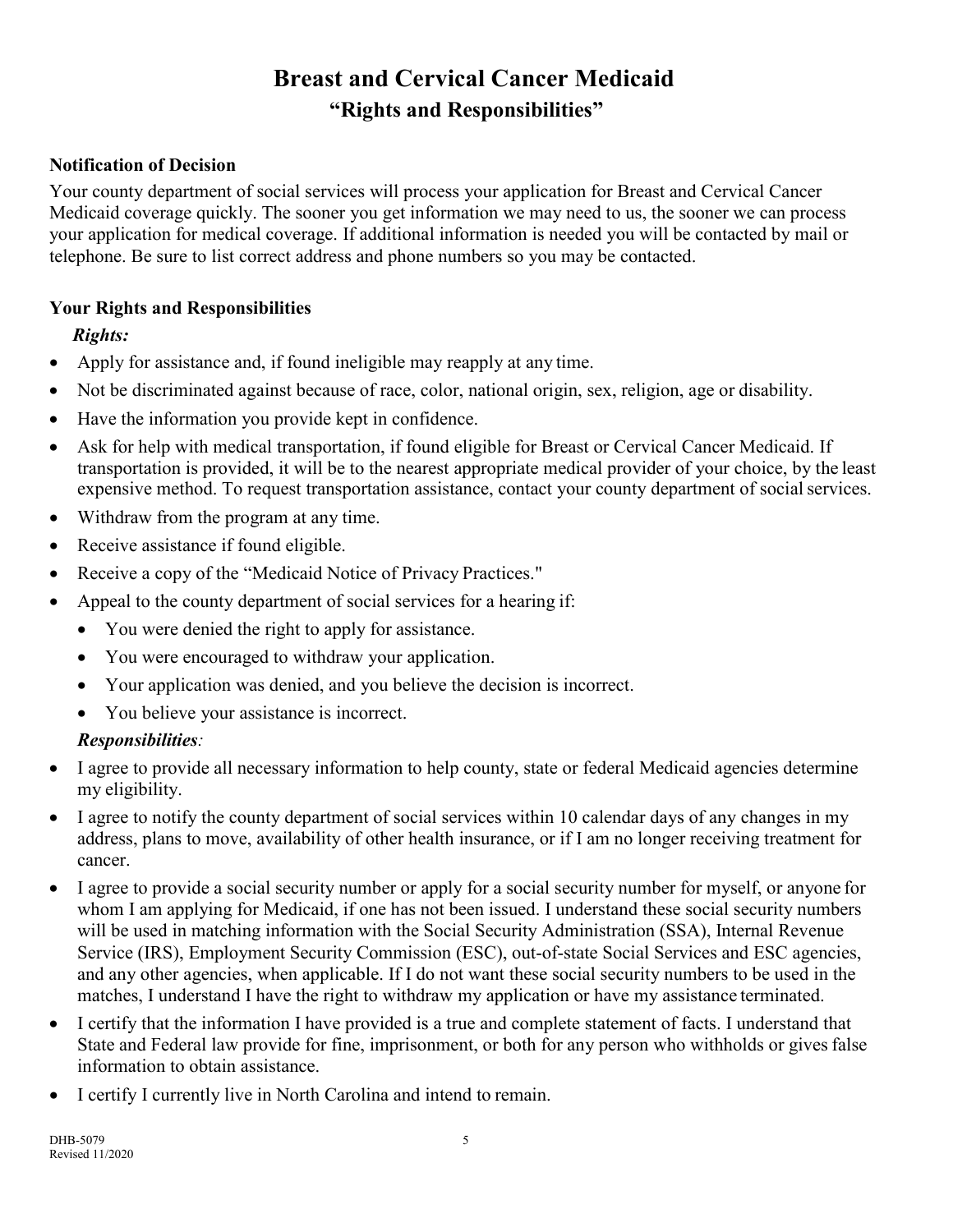# Breast and Cervical Cancer Medicaid

## "Rights and Responsibilities"

**Notification of Decision**

Your county department of social services will process your application for Breast and Cervical Cancer Medicaid coverage quickly. The sooner you get information we may need to us, the sooner we can process your application for medical coverage. If additional information is needed you will be contacted by mail or telephone. Be sure to list correct address and phone numbers so you may be contacted.

**Your Rights and Responsibilities**

***Rights:***

- Apply for assistance and, if found ineligible may reapply at any time.
- Not be discriminated against because of race, color, national origin, sex, religion, age or disability.
- Have the information you provide kept in confidence.
- Ask for help with medical transportation, if found eligible for Breast or Cervical Cancer Medicaid. If transportation is provided, it will be to the nearest appropriate medical provider of your choice, by the least expensive method. To request transportation assistance, contact your county department of social services.
- Withdraw from the program at any time.
- Receive assistance if found eligible.
- Receive a copy of the "Medicaid Notice of Privacy Practices."
- Appeal to the county department of social services for a hearing if:
  - You were denied the right to apply for assistance.
  - You were encouraged to withdraw your application.
  - Your application was denied, and you believe the decision is incorrect.
  - You believe your assistance is incorrect.

***Responsibilities:***

- I agree to provide all necessary information to help county, state or federal Medicaid agencies determine my eligibility.
- I agree to notify the county department of social services within 10 calendar days of any changes in my address, plans to move, availability of other health insurance, or if I am no longer receiving treatment for cancer.
- I agree to provide a social security number or apply for a social security number for myself, or anyone for whom I am applying for Medicaid, if one has not been issued. I understand these social security numbers will be used in matching information with the Social Security Administration (SSA), Internal Revenue Service (IRS), Employment Security Commission (ESC), out-of-state Social Services and ESC agencies, and any other agencies, when applicable. If I do not want these social security numbers to be used in the matches, I understand I have the right to withdraw my application or have my assistance terminated.
- I certify that the information I have provided is a true and complete statement of facts. I understand that State and Federal law provide for fine, imprisonment, or both for any person who withholds or gives false information to obtain assistance.
- I certify I currently live in North Carolina and intend to remain.

DHB-5079
Revised 11/2020